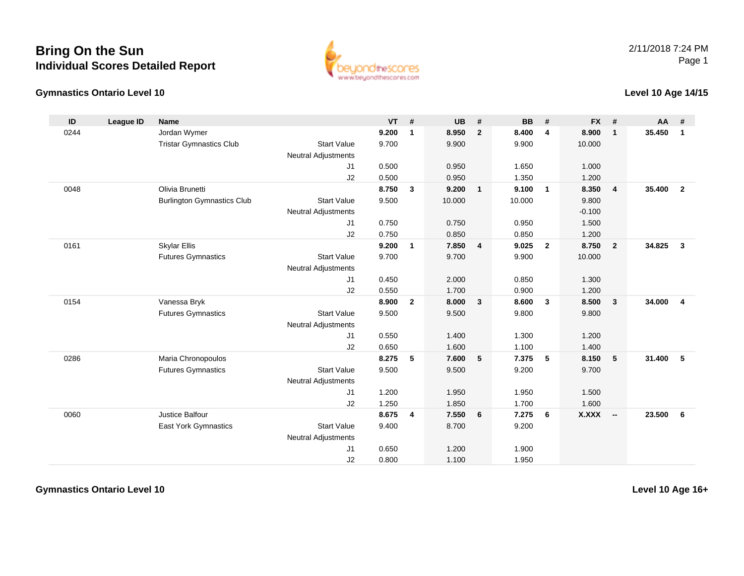# Bring On the Sun
## Individual Scores Detailed Report

2/11/2018 7:24 PM

### Gymnastics Ontario Level 10

### Level 10 Age 14/15

| ID | League ID | Name | | VT | # | UB | # | BB | # | FX | # | AA | # |
|---|---|---|---|---|---|---|---|---|---|---|---|---|---|
| 0244 | | Jordan Wymer | | **9.200** | **1** | **8.950** | **2** | **8.400** | **4** | **8.900** | **1** | **35.450** | **1** |
| | | Tristar Gymnastics Club | Start Value | 9.700 | | 9.900 | | 9.900 | | 10.000 | | | |
| | | | Neutral Adjustments | | | | | | | | | | |
| | | | J1 | 0.500 | | 0.950 | | 1.650 | | 1.000 | | | |
| | | | J2 | 0.500 | | 0.950 | | 1.350 | | 1.200 | | | |
| 0048 | | Olivia Brunetti | | **8.750** | **3** | **9.200** | **1** | **9.100** | **1** | **8.350** | **4** | **35.400** | **2** |
| | | Burlington Gymnastics Club | Start Value | 9.500 | | 10.000 | | 10.000 | | 9.800 | | | |
| | | | Neutral Adjustments | | | | | | | -0.100 | | | |
| | | | J1 | 0.750 | | 0.750 | | 0.950 | | 1.500 | | | |
| | | | J2 | 0.750 | | 0.850 | | 0.850 | | 1.200 | | | |
| 0161 | | Skylar Ellis | | **9.200** | **1** | **7.850** | **4** | **9.025** | **2** | **8.750** | **2** | **34.825** | **3** |
| | | Futures Gymnastics | Start Value | 9.700 | | 9.700 | | 9.900 | | 10.000 | | | |
| | | | Neutral Adjustments | | | | | | | | | | |
| | | | J1 | 0.450 | | 2.000 | | 0.850 | | 1.300 | | | |
| | | | J2 | 0.550 | | 1.700 | | 0.900 | | 1.200 | | | |
| 0154 | | Vanessa Bryk | | **8.900** | **2** | **8.000** | **3** | **8.600** | **3** | **8.500** | **3** | **34.000** | **4** |
| | | Futures Gymnastics | Start Value | 9.500 | | 9.500 | | 9.800 | | 9.800 | | | |
| | | | Neutral Adjustments | | | | | | | | | | |
| | | | J1 | 0.550 | | 1.400 | | 1.300 | | 1.200 | | | |
| | | | J2 | 0.650 | | 1.600 | | 1.100 | | 1.400 | | | |
| 0286 | | Maria Chronopoulos | | **8.275** | **5** | **7.600** | **5** | **7.375** | **5** | **8.150** | **5** | **31.400** | **5** |
| | | Futures Gymnastics | Start Value | 9.500 | | 9.500 | | 9.200 | | 9.700 | | | |
| | | | Neutral Adjustments | | | | | | | | | | |
| | | | J1 | 1.200 | | 1.950 | | 1.950 | | 1.500 | | | |
| | | | J2 | 1.250 | | 1.850 | | 1.700 | | 1.600 | | | |
| 0060 | | Justice Balfour | | **8.675** | **4** | **7.550** | **6** | **7.275** | **6** | **X.XXX** | **--** | **23.500** | **6** |
| | | East York Gymnastics | Start Value | 9.400 | | 8.700 | | 9.200 | | | | | |
| | | | Neutral Adjustments | | | | | | | | | | |
| | | | J1 | 0.650 | | 1.200 | | 1.900 | | | | | |
| | | | J2 | 0.800 | | 1.100 | | 1.950 | | | | | |

### Gymnastics Ontario Level 10

### Level 10 Age 16+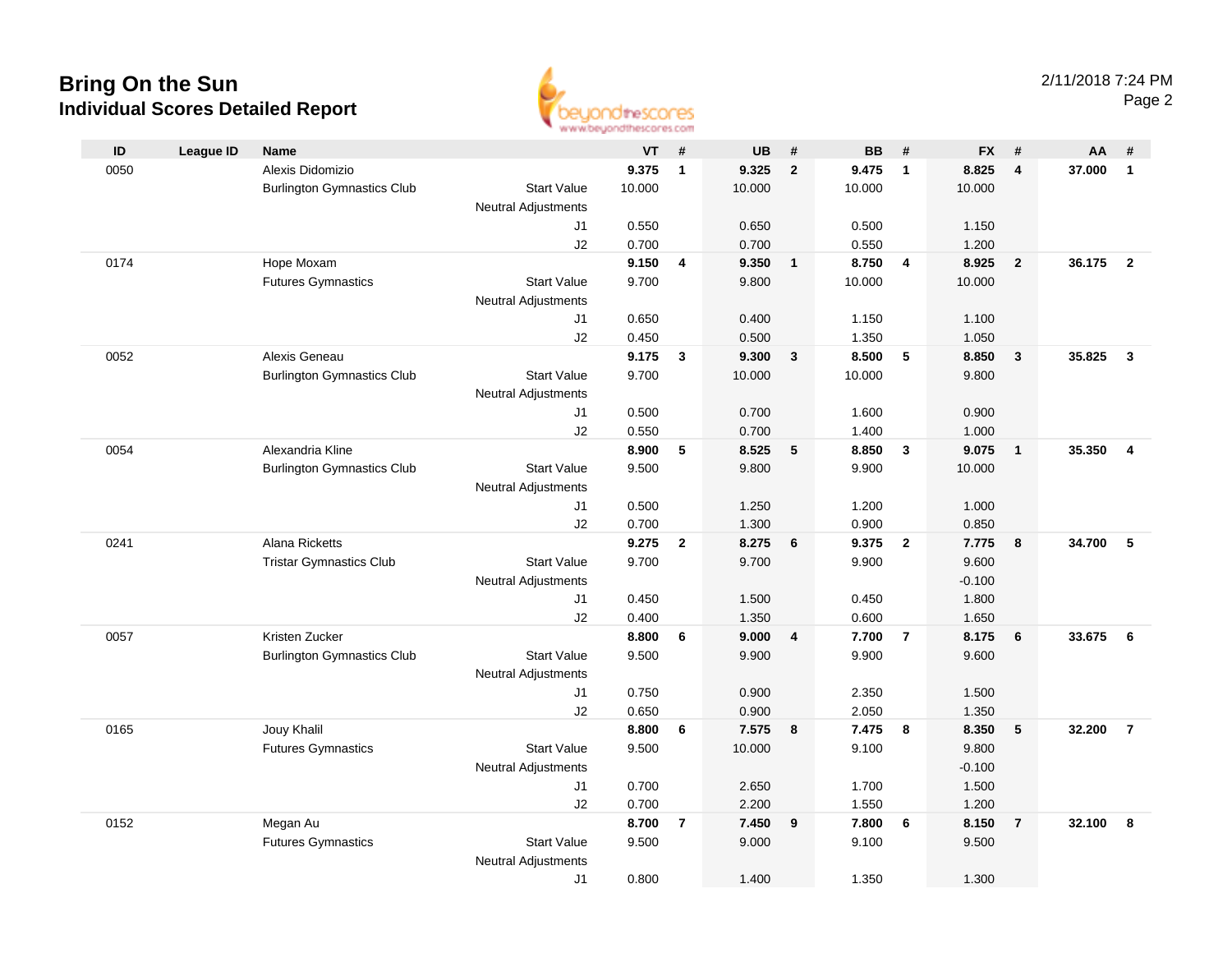# Bring On the Sun
## Individual Scores Detailed Report

2/11/2018 7:24 PM

| ID | League ID | Name | | VT | # | UB | # | BB | # | FX | # | AA | # |
|---|---|---|---|---|---|---|---|---|---|---|---|---|---|
| 0050 | | Alexis Didomizio | | **9.375** | **1** | **9.325** | **2** | **9.475** | **1** | **8.825** | **4** | **37.000** | **1** |
| | | Burlington Gymnastics Club | Start Value | 10.000 | | 10.000 | | 10.000 | | 10.000 | | | |
| | | | Neutral Adjustments | | | | | | | | | | |
| | | | J1 | 0.550 | | 0.650 | | 0.500 | | 1.150 | | | |
| | | | J2 | 0.700 | | 0.700 | | 0.550 | | 1.200 | | | |
| 0174 | | Hope Moxam | | **9.150** | **4** | **9.350** | **1** | **8.750** | **4** | **8.925** | **2** | **36.175** | **2** |
| | | Futures Gymnastics | Start Value | 9.700 | | 9.800 | | 10.000 | | 10.000 | | | |
| | | | Neutral Adjustments | | | | | | | | | | |
| | | | J1 | 0.650 | | 0.400 | | 1.150 | | 1.100 | | | |
| | | | J2 | 0.450 | | 0.500 | | 1.350 | | 1.050 | | | |
| 0052 | | Alexis Geneau | | **9.175** | **3** | **9.300** | **3** | **8.500** | **5** | **8.850** | **3** | **35.825** | **3** |
| | | Burlington Gymnastics Club | Start Value | 9.700 | | 10.000 | | 10.000 | | 9.800 | | | |
| | | | Neutral Adjustments | | | | | | | | | | |
| | | | J1 | 0.500 | | 0.700 | | 1.600 | | 0.900 | | | |
| | | | J2 | 0.550 | | 0.700 | | 1.400 | | 1.000 | | | |
| 0054 | | Alexandria Kline | | **8.900** | **5** | **8.525** | **5** | **8.850** | **3** | **9.075** | **1** | **35.350** | **4** |
| | | Burlington Gymnastics Club | Start Value | 9.500 | | 9.800 | | 9.900 | | 10.000 | | | |
| | | | Neutral Adjustments | | | | | | | | | | |
| | | | J1 | 0.500 | | 1.250 | | 1.200 | | 1.000 | | | |
| | | | J2 | 0.700 | | 1.300 | | 0.900 | | 0.850 | | | |
| 0241 | | Alana Ricketts | | **9.275** | **2** | **8.275** | **6** | **9.375** | **2** | **7.775** | **8** | **34.700** | **5** |
| | | Tristar Gymnastics Club | Start Value | 9.700 | | 9.700 | | 9.900 | | 9.600 | | | |
| | | | Neutral Adjustments | | | | | | | -0.100 | | | |
| | | | J1 | 0.450 | | 1.500 | | 0.450 | | 1.800 | | | |
| | | | J2 | 0.400 | | 1.350 | | 0.600 | | 1.650 | | | |
| 0057 | | Kristen Zucker | | **8.800** | **6** | **9.000** | **4** | **7.700** | **7** | **8.175** | **6** | **33.675** | **6** |
| | | Burlington Gymnastics Club | Start Value | 9.500 | | 9.900 | | 9.900 | | 9.600 | | | |
| | | | Neutral Adjustments | | | | | | | | | | |
| | | | J1 | 0.750 | | 0.900 | | 2.350 | | 1.500 | | | |
| | | | J2 | 0.650 | | 0.900 | | 2.050 | | 1.350 | | | |
| 0165 | | Jouy Khalil | | **8.800** | **6** | **7.575** | **8** | **7.475** | **8** | **8.350** | **5** | **32.200** | **7** |
| | | Futures Gymnastics | Start Value | 9.500 | | 10.000 | | 9.100 | | 9.800 | | | |
| | | | Neutral Adjustments | | | | | | | -0.100 | | | |
| | | | J1 | 0.700 | | 2.650 | | 1.700 | | 1.500 | | | |
| | | | J2 | 0.700 | | 2.200 | | 1.550 | | 1.200 | | | |
| 0152 | | Megan Au | | **8.700** | **7** | **7.450** | **9** | **7.800** | **6** | **8.150** | **7** | **32.100** | **8** |
| | | Futures Gymnastics | Start Value | 9.500 | | 9.000 | | 9.100 | | 9.500 | | | |
| | | | Neutral Adjustments | | | | | | | | | | |
| | | | J1 | 0.800 | | 1.400 | | 1.350 | | 1.300 | | | |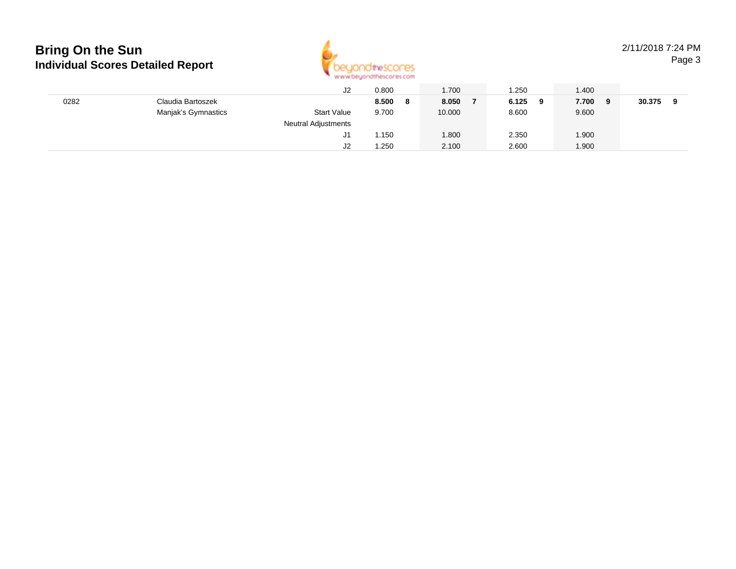# Bring On the Sun

## Individual Scores Detailed Report

| | | | | | | | | | | | | |
|---|---|---|---|---|---|---|---|---|---|---|---|---|
| | | J2 | 0.800 | | 1.700 | | 1.250 | | 1.400 | | | |
| 0282 | Claudia Bartoszek | | **8.500** | **8** | **8.050** | **7** | **6.125** | **9** | **7.700** | **9** | **30.375** | **9** |
| | Manjak's Gymnastics | Start Value | 9.700 | | 10.000 | | 8.600 | | 9.600 | | | |
| | | Neutral Adjustments | | | | | | | | | | |
| | | J1 | 1.150 | | 1.800 | | 2.350 | | 1.900 | | | |
| | | J2 | 1.250 | | 2.100 | | 2.600 | | 1.900 | | | |